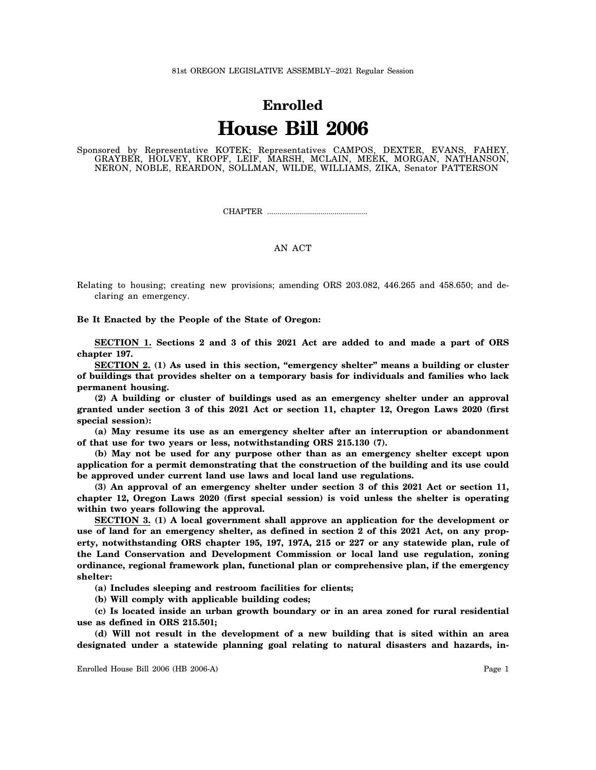81st OREGON LEGISLATIVE ASSEMBLY--2021 Regular Session

# Enrolled

# House Bill 2006

Sponsored by Representative KOTEK; Representatives CAMPOS, DEXTER, EVANS, FAHEY, GRAYBER, HOLVEY, KROPF, LEIF, MARSH, MCLAIN, MEEK, MORGAN, NATHANSON, NERON, NOBLE, REARDON, SOLLMAN, WILDE, WILLIAMS, ZIKA, Senator PATTERSON

CHAPTER .................................................

AN ACT

Relating to housing; creating new provisions; amending ORS 203.082, 446.265 and 458.650; and declaring an emergency.

**Be It Enacted by the People of the State of Oregon:**

**SECTION 1. Sections 2 and 3 of this 2021 Act are added to and made a part of ORS chapter 197.**

**SECTION 2. (1) As used in this section, "emergency shelter" means a building or cluster of buildings that provides shelter on a temporary basis for individuals and families who lack permanent housing.**

**(2) A building or cluster of buildings used as an emergency shelter under an approval granted under section 3 of this 2021 Act or section 11, chapter 12, Oregon Laws 2020 (first special session):**

**(a) May resume its use as an emergency shelter after an interruption or abandonment of that use for two years or less, notwithstanding ORS 215.130 (7).**

**(b) May not be used for any purpose other than as an emergency shelter except upon application for a permit demonstrating that the construction of the building and its use could be approved under current land use laws and local land use regulations.**

**(3) An approval of an emergency shelter under section 3 of this 2021 Act or section 11, chapter 12, Oregon Laws 2020 (first special session) is void unless the shelter is operating within two years following the approval.**

**SECTION 3. (1) A local government shall approve an application for the development or use of land for an emergency shelter, as defined in section 2 of this 2021 Act, on any property, notwithstanding ORS chapter 195, 197, 197A, 215 or 227 or any statewide plan, rule of the Land Conservation and Development Commission or local land use regulation, zoning ordinance, regional framework plan, functional plan or comprehensive plan, if the emergency shelter:**

**(a) Includes sleeping and restroom facilities for clients;**

**(b) Will comply with applicable building codes;**

**(c) Is located inside an urban growth boundary or in an area zoned for rural residential use as defined in ORS 215.501;**

**(d) Will not result in the development of a new building that is sited within an area designated under a statewide planning goal relating to natural disasters and hazards, in-**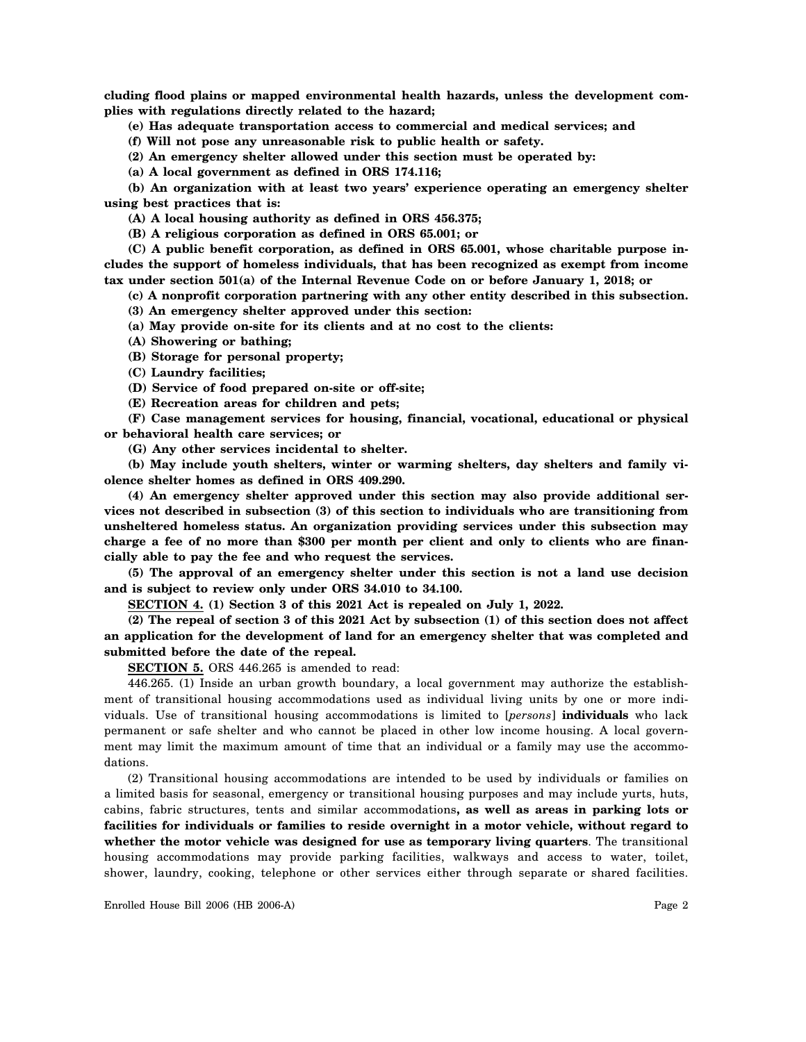**cluding flood plains or mapped environmental health hazards, unless the development complies with regulations directly related to the hazard;**

**(e) Has adequate transportation access to commercial and medical services; and**

**(f) Will not pose any unreasonable risk to public health or safety.**

**(2) An emergency shelter allowed under this section must be operated by:**

**(a) A local government as defined in ORS 174.116;**

**(b) An organization with at least two years' experience operating an emergency shelter using best practices that is:**

**(A) A local housing authority as defined in ORS 456.375;**

**(B) A religious corporation as defined in ORS 65.001; or**

**(C) A public benefit corporation, as defined in ORS 65.001, whose charitable purpose includes the support of homeless individuals, that has been recognized as exempt from income tax under section 501(a) of the Internal Revenue Code on or before January 1, 2018; or**

**(c) A nonprofit corporation partnering with any other entity described in this subsection.**

**(3) An emergency shelter approved under this section:**

**(a) May provide on-site for its clients and at no cost to the clients:**

**(A) Showering or bathing;**

**(B) Storage for personal property;**

**(C) Laundry facilities;**

**(D) Service of food prepared on-site or off-site;**

**(E) Recreation areas for children and pets;**

**(F) Case management services for housing, financial, vocational, educational or physical or behavioral health care services; or**

**(G) Any other services incidental to shelter.**

**(b) May include youth shelters, winter or warming shelters, day shelters and family violence shelter homes as defined in ORS 409.290.**

**(4) An emergency shelter approved under this section may also provide additional services not described in subsection (3) of this section to individuals who are transitioning from unsheltered homeless status. An organization providing services under this subsection may charge a fee of no more than $300 per month per client and only to clients who are financially able to pay the fee and who request the services.**

**(5) The approval of an emergency shelter under this section is not a land use decision and is subject to review only under ORS 34.010 to 34.100.**

**SECTION 4. (1) Section 3 of this 2021 Act is repealed on July 1, 2022.**

**(2) The repeal of section 3 of this 2021 Act by subsection (1) of this section does not affect an application for the development of land for an emergency shelter that was completed and submitted before the date of the repeal.**

**SECTION 5.** ORS 446.265 is amended to read:

446.265. (1) Inside an urban growth boundary, a local government may authorize the establishment of transitional housing accommodations used as individual living units by one or more individuals. Use of transitional housing accommodations is limited to [*persons*] **individuals** who lack permanent or safe shelter and who cannot be placed in other low income housing. A local government may limit the maximum amount of time that an individual or a family may use the accommodations.

(2) Transitional housing accommodations are intended to be used by individuals or families on a limited basis for seasonal, emergency or transitional housing purposes and may include yurts, huts, cabins, fabric structures, tents and similar accommodations**, as well as areas in parking lots or facilities for individuals or families to reside overnight in a motor vehicle, without regard to whether the motor vehicle was designed for use as temporary living quarters**. The transitional housing accommodations may provide parking facilities, walkways and access to water, toilet, shower, laundry, cooking, telephone or other services either through separate or shared facilities.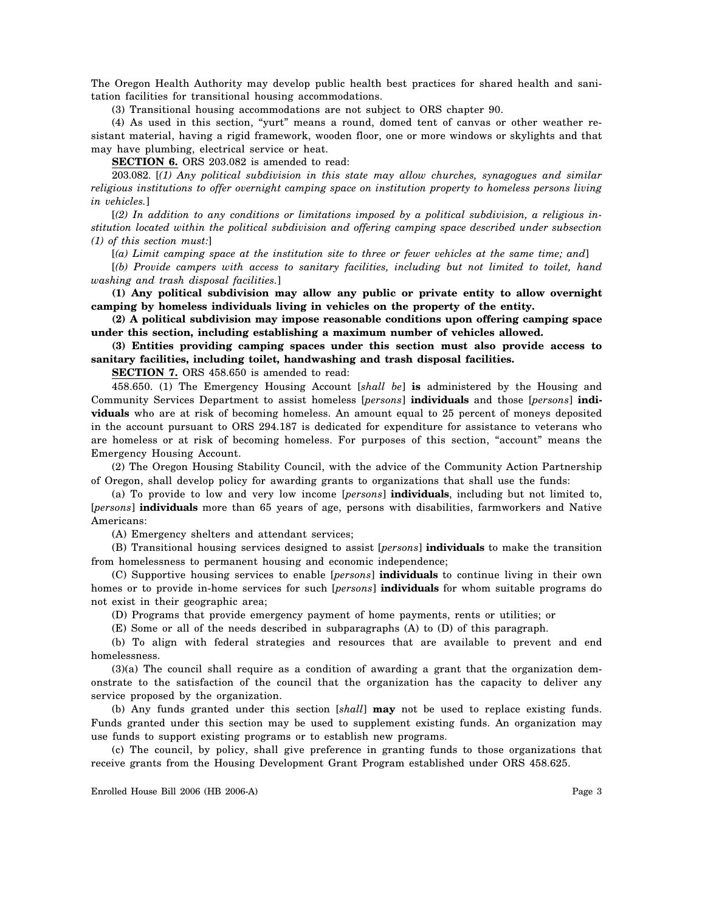The Oregon Health Authority may develop public health best practices for shared health and sanitation facilities for transitional housing accommodations.

(3) Transitional housing accommodations are not subject to ORS chapter 90.

(4) As used in this section, "yurt" means a round, domed tent of canvas or other weather resistant material, having a rigid framework, wooden floor, one or more windows or skylights and that may have plumbing, electrical service or heat.

**SECTION 6.** ORS 203.082 is amended to read:

203.082. [*(1) Any political subdivision in this state may allow churches, synagogues and similar religious institutions to offer overnight camping space on institution property to homeless persons living in vehicles.*]

[*(2) In addition to any conditions or limitations imposed by a political subdivision, a religious institution located within the political subdivision and offering camping space described under subsection (1) of this section must:*]

[*(a) Limit camping space at the institution site to three or fewer vehicles at the same time; and*]

[*(b) Provide campers with access to sanitary facilities, including but not limited to toilet, hand washing and trash disposal facilities.*]

**(1) Any political subdivision may allow any public or private entity to allow overnight camping by homeless individuals living in vehicles on the property of the entity.**

**(2) A political subdivision may impose reasonable conditions upon offering camping space under this section, including establishing a maximum number of vehicles allowed.**

**(3) Entities providing camping spaces under this section must also provide access to sanitary facilities, including toilet, handwashing and trash disposal facilities.**

**SECTION 7.** ORS 458.650 is amended to read:

458.650. (1) The Emergency Housing Account [*shall be*] **is** administered by the Housing and Community Services Department to assist homeless [*persons*] **individuals** and those [*persons*] **individuals** who are at risk of becoming homeless. An amount equal to 25 percent of moneys deposited in the account pursuant to ORS 294.187 is dedicated for expenditure for assistance to veterans who are homeless or at risk of becoming homeless. For purposes of this section, "account" means the Emergency Housing Account.

(2) The Oregon Housing Stability Council, with the advice of the Community Action Partnership of Oregon, shall develop policy for awarding grants to organizations that shall use the funds:

(a) To provide to low and very low income [*persons*] **individuals**, including but not limited to, [*persons*] **individuals** more than 65 years of age, persons with disabilities, farmworkers and Native Americans:

(A) Emergency shelters and attendant services;

(B) Transitional housing services designed to assist [*persons*] **individuals** to make the transition from homelessness to permanent housing and economic independence;

(C) Supportive housing services to enable [*persons*] **individuals** to continue living in their own homes or to provide in-home services for such [*persons*] **individuals** for whom suitable programs do not exist in their geographic area;

(D) Programs that provide emergency payment of home payments, rents or utilities; or

(E) Some or all of the needs described in subparagraphs (A) to (D) of this paragraph.

(b) To align with federal strategies and resources that are available to prevent and end homelessness.

(3)(a) The council shall require as a condition of awarding a grant that the organization demonstrate to the satisfaction of the council that the organization has the capacity to deliver any service proposed by the organization.

(b) Any funds granted under this section [*shall*] **may** not be used to replace existing funds. Funds granted under this section may be used to supplement existing funds. An organization may use funds to support existing programs or to establish new programs.

(c) The council, by policy, shall give preference in granting funds to those organizations that receive grants from the Housing Development Grant Program established under ORS 458.625.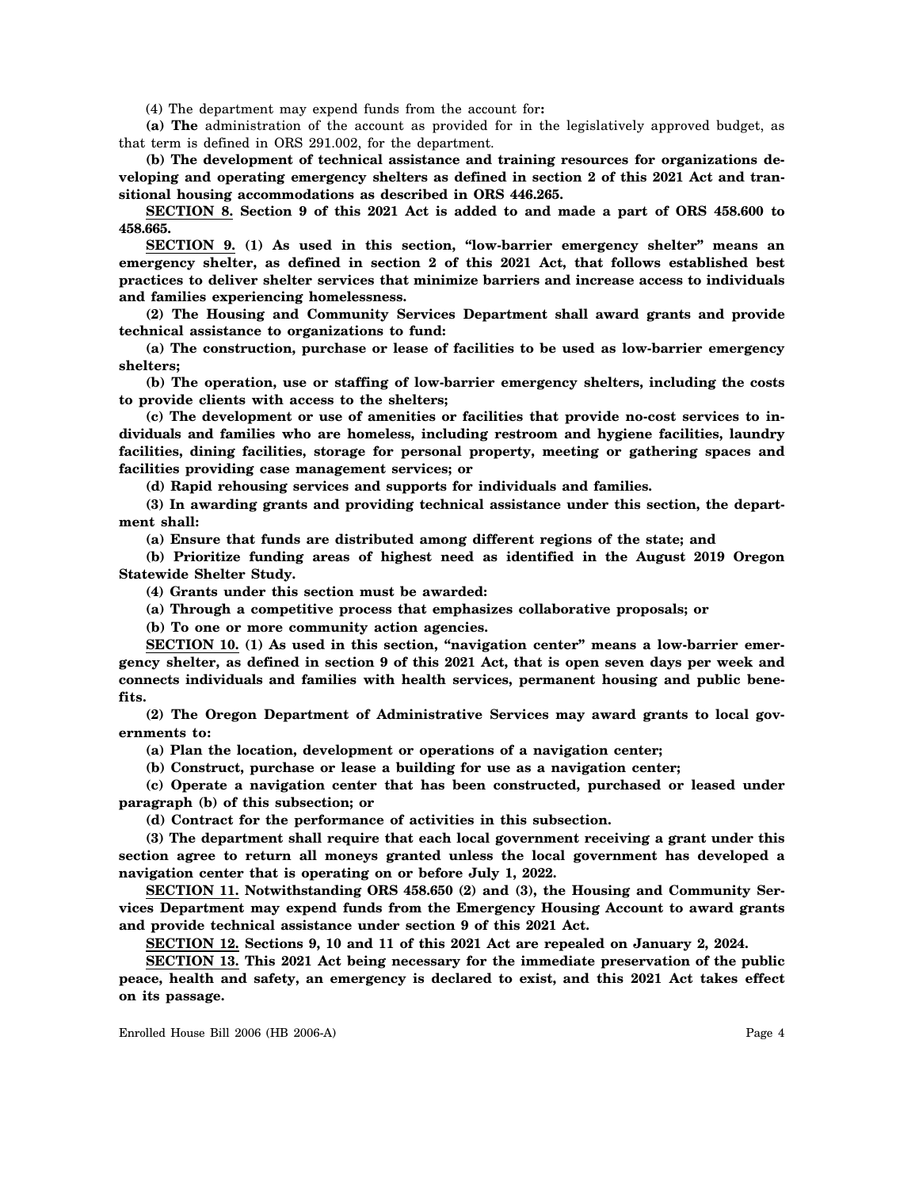(4) The department may expend funds from the account for**:**

**(a) The** administration of the account as provided for in the legislatively approved budget, as that term is defined in ORS 291.002, for the department.

**(b) The development of technical assistance and training resources for organizations developing and operating emergency shelters as defined in section 2 of this 2021 Act and transitional housing accommodations as described in ORS 446.265.**

**<u>SECTION 8.</u> Section 9 of this 2021 Act is added to and made a part of ORS 458.600 to 458.665.**

**<u>SECTION 9.</u> (1) As used in this section, "low-barrier emergency shelter" means an emergency shelter, as defined in section 2 of this 2021 Act, that follows established best practices to deliver shelter services that minimize barriers and increase access to individuals and families experiencing homelessness.**

**(2) The Housing and Community Services Department shall award grants and provide technical assistance to organizations to fund:**

**(a) The construction, purchase or lease of facilities to be used as low-barrier emergency shelters;**

**(b) The operation, use or staffing of low-barrier emergency shelters, including the costs to provide clients with access to the shelters;**

**(c) The development or use of amenities or facilities that provide no-cost services to individuals and families who are homeless, including restroom and hygiene facilities, laundry facilities, dining facilities, storage for personal property, meeting or gathering spaces and facilities providing case management services; or**

**(d) Rapid rehousing services and supports for individuals and families.**

**(3) In awarding grants and providing technical assistance under this section, the department shall:**

**(a) Ensure that funds are distributed among different regions of the state; and**

**(b) Prioritize funding areas of highest need as identified in the August 2019 Oregon Statewide Shelter Study.**

**(4) Grants under this section must be awarded:**

**(a) Through a competitive process that emphasizes collaborative proposals; or**

**(b) To one or more community action agencies.**

**<u>SECTION 10.</u> (1) As used in this section, "navigation center" means a low-barrier emergency shelter, as defined in section 9 of this 2021 Act, that is open seven days per week and connects individuals and families with health services, permanent housing and public benefits.**

**(2) The Oregon Department of Administrative Services may award grants to local governments to:**

**(a) Plan the location, development or operations of a navigation center;**

**(b) Construct, purchase or lease a building for use as a navigation center;**

**(c) Operate a navigation center that has been constructed, purchased or leased under paragraph (b) of this subsection; or**

**(d) Contract for the performance of activities in this subsection.**

**(3) The department shall require that each local government receiving a grant under this section agree to return all moneys granted unless the local government has developed a navigation center that is operating on or before July 1, 2022.**

**<u>SECTION 11.</u> Notwithstanding ORS 458.650 (2) and (3), the Housing and Community Services Department may expend funds from the Emergency Housing Account to award grants and provide technical assistance under section 9 of this 2021 Act.**

**<u>SECTION 12.</u> Sections 9, 10 and 11 of this 2021 Act are repealed on January 2, 2024.**

**<u>SECTION 13.</u> This 2021 Act being necessary for the immediate preservation of the public peace, health and safety, an emergency is declared to exist, and this 2021 Act takes effect on its passage.**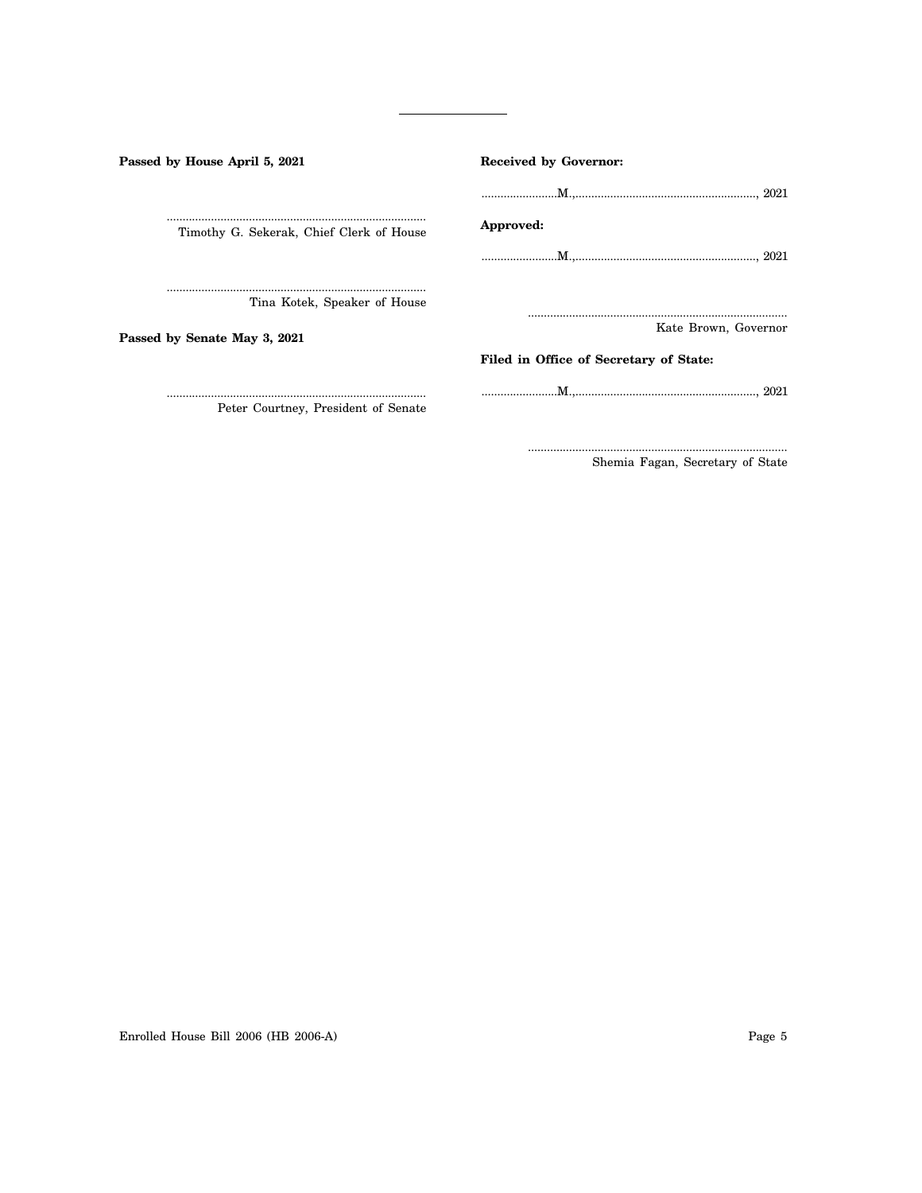---

**Passed by House April 5, 2021**

..................................................................................
Timothy G. Sekerak, Chief Clerk of House

..................................................................................
Tina Kotek, Speaker of House

**Passed by Senate May 3, 2021**

..................................................................................
Peter Courtney, President of Senate

**Received by Governor:**

........................M.,.........................................................., 2021

**Approved:**

........................M.,.........................................................., 2021

..................................................................................
Kate Brown, Governor

**Filed in Office of Secretary of State:**

........................M.,.........................................................., 2021

..................................................................................
Shemia Fagan, Secretary of State